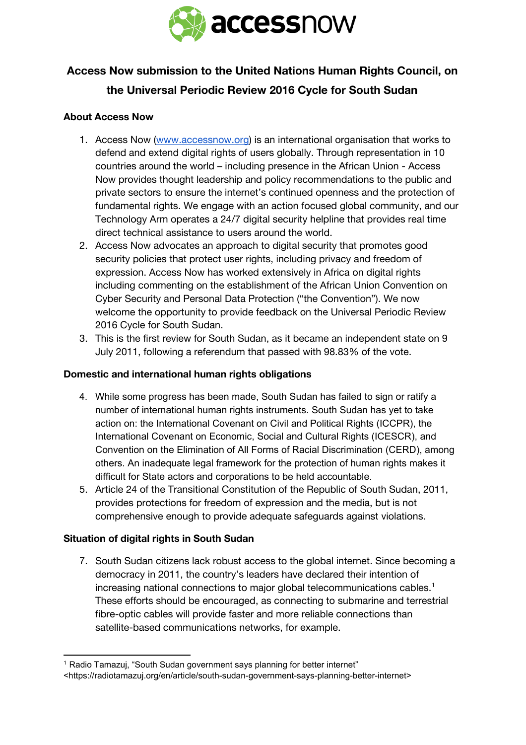# Access Now submission to the United Nations Human Rights Council, on the Universal Periodic Review 2016 Cycle for South Sudan

## About Access Now

1. Access Now (www.accessnow.org) is an international organisation that works to defend and extend digital rights of users globally. Through representation in 10 countries around the world – including presence in the African Union - Access Now provides thought leadership and policy recommendations to the public and private sectors to ensure the internet's continued openness and the protection of fundamental rights. We engage with an action focused global community, and our Technology Arm operates a 24/7 digital security helpline that provides real time direct technical assistance to users around the world.
2. Access Now advocates an approach to digital security that promotes good security policies that protect user rights, including privacy and freedom of expression. Access Now has worked extensively in Africa on digital rights including commenting on the establishment of the African Union Convention on Cyber Security and Personal Data Protection ("the Convention"). We now welcome the opportunity to provide feedback on the Universal Periodic Review 2016 Cycle for South Sudan.
3. This is the first review for South Sudan, as it became an independent state on 9 July 2011, following a referendum that passed with 98.83% of the vote.

## Domestic and international human rights obligations

4. While some progress has been made, South Sudan has failed to sign or ratify a number of international human rights instruments. South Sudan has yet to take action on: the International Covenant on Civil and Political Rights (ICCPR), the International Covenant on Economic, Social and Cultural Rights (ICESCR), and Convention on the Elimination of All Forms of Racial Discrimination (CERD), among others. An inadequate legal framework for the protection of human rights makes it difficult for State actors and corporations to be held accountable.
5. Article 24 of the Transitional Constitution of the Republic of South Sudan, 2011, provides protections for freedom of expression and the media, but is not comprehensive enough to provide adequate safeguards against violations.

## Situation of digital rights in South Sudan

7. South Sudan citizens lack robust access to the global internet. Since becoming a democracy in 2011, the country's leaders have declared their intention of increasing national connections to major global telecommunications cables.[1] These efforts should be encouraged, as connecting to submarine and terrestrial fibre-optic cables will provide faster and more reliable connections than satellite-based communications networks, for example.

---

[1] Radio Tamazuj, "South Sudan government says planning for better internet" <https://radiotamazuj.org/en/article/south-sudan-government-says-planning-better-internet>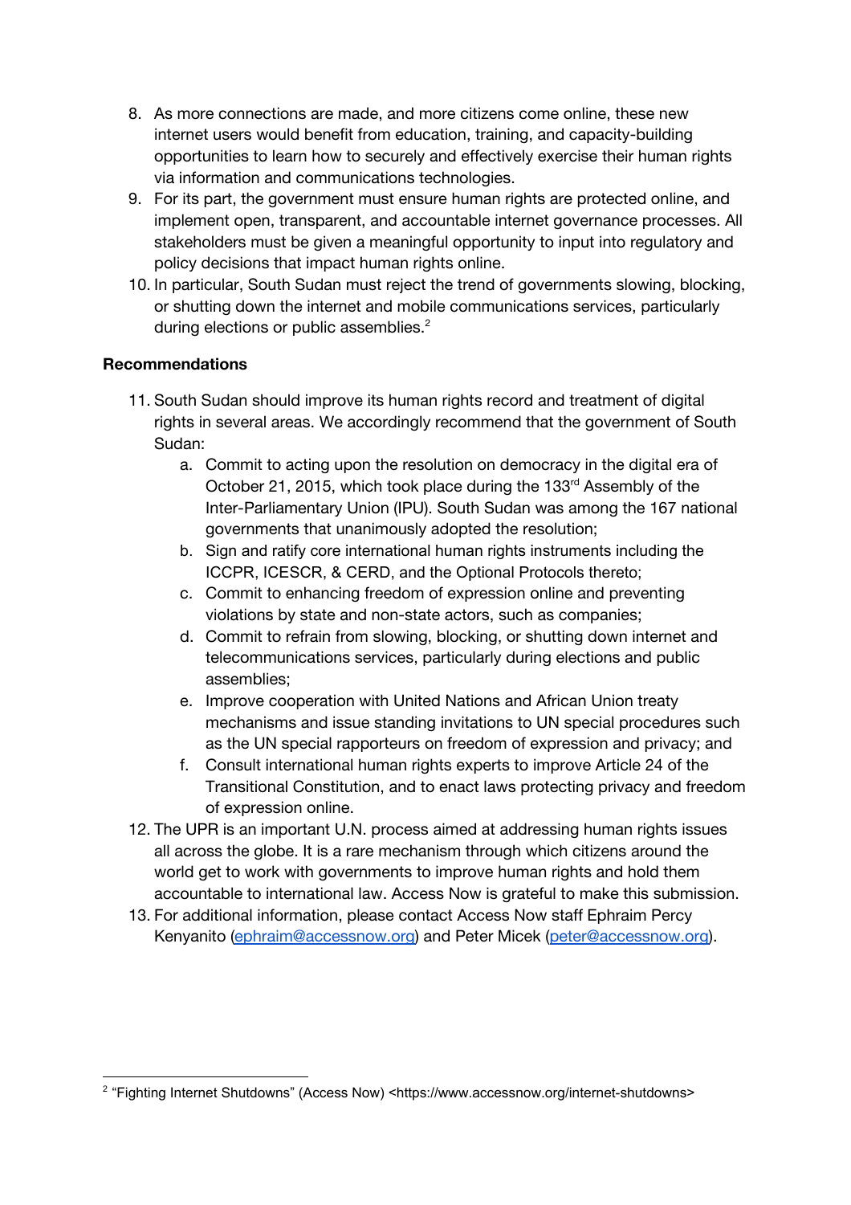8. As more connections are made, and more citizens come online, these new internet users would benefit from education, training, and capacity-building opportunities to learn how to securely and effectively exercise their human rights via information and communications technologies.
9. For its part, the government must ensure human rights are protected online, and implement open, transparent, and accountable internet governance processes. All stakeholders must be given a meaningful opportunity to input into regulatory and policy decisions that impact human rights online.
10. In particular, South Sudan must reject the trend of governments slowing, blocking, or shutting down the internet and mobile communications services, particularly during elections or public assemblies.[2]

**Recommendations**

11. South Sudan should improve its human rights record and treatment of digital rights in several areas. We accordingly recommend that the government of South Sudan:
    a. Commit to acting upon the resolution on democracy in the digital era of October 21, 2015, which took place during the 133rd Assembly of the Inter-Parliamentary Union (IPU). South Sudan was among the 167 national governments that unanimously adopted the resolution;
    b. Sign and ratify core international human rights instruments including the ICCPR, ICESCR, & CERD, and the Optional Protocols thereto;
    c. Commit to enhancing freedom of expression online and preventing violations by state and non-state actors, such as companies;
    d. Commit to refrain from slowing, blocking, or shutting down internet and telecommunications services, particularly during elections and public assemblies;
    e. Improve cooperation with United Nations and African Union treaty mechanisms and issue standing invitations to UN special procedures such as the UN special rapporteurs on freedom of expression and privacy; and
    f. Consult international human rights experts to improve Article 24 of the Transitional Constitution, and to enact laws protecting privacy and freedom of expression online.
12. The UPR is an important U.N. process aimed at addressing human rights issues all across the globe. It is a rare mechanism through which citizens around the world get to work with governments to improve human rights and hold them accountable to international law. Access Now is grateful to make this submission.
13. For additional information, please contact Access Now staff Ephraim Percy Kenyanito (ephraim@accessnow.org) and Peter Micek (peter@accessnow.org).

[2] "Fighting Internet Shutdowns" (Access Now) <https://www.accessnow.org/internet-shutdowns>